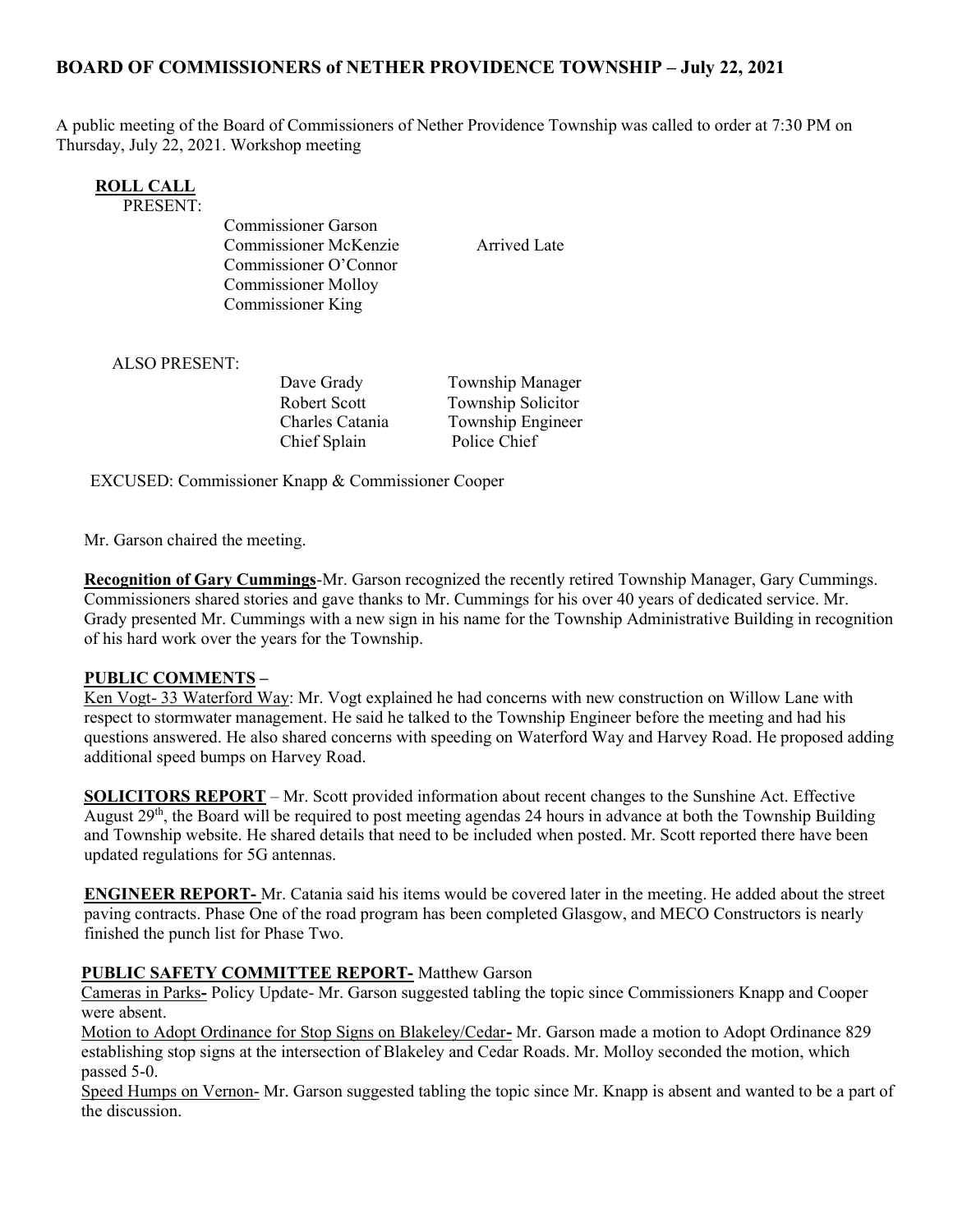## BOARD OF COMMISSIONERS of NETHER PROVIDENCE TOWNSHIP – July 22, 2021

A public meeting of the Board of Commissioners of Nether Providence Township was called to order at 7:30 PM on Thursday, July 22, 2021. Workshop meeting

**ROLL CALL**

PRESENT:

Commissioner Garson
Commissioner McKenzie — Arrived Late
Commissioner O'Connor
Commissioner Molloy
Commissioner King

ALSO PRESENT:

| | |
|---|---|
| Dave Grady | Township Manager |
| Robert Scott | Township Solicitor |
| Charles Catania | Township Engineer |
| Chief Splain | Police Chief |

EXCUSED: Commissioner Knapp & Commissioner Cooper

Mr. Garson chaired the meeting.

**Recognition of Gary Cummings**-Mr. Garson recognized the recently retired Township Manager, Gary Cummings. Commissioners shared stories and gave thanks to Mr. Cummings for his over 40 years of dedicated service. Mr. Grady presented Mr. Cummings with a new sign in his name for the Township Administrative Building in recognition of his hard work over the years for the Township.

**PUBLIC COMMENTS –**

Ken Vogt- 33 Waterford Way: Mr. Vogt explained he had concerns with new construction on Willow Lane with respect to stormwater management. He said he talked to the Township Engineer before the meeting and had his questions answered. He also shared concerns with speeding on Waterford Way and Harvey Road. He proposed adding additional speed bumps on Harvey Road.

**SOLICITORS REPORT** – Mr. Scott provided information about recent changes to the Sunshine Act. Effective August 29th, the Board will be required to post meeting agendas 24 hours in advance at both the Township Building and Township website. He shared details that need to be included when posted. Mr. Scott reported there have been updated regulations for 5G antennas.

**ENGINEER REPORT-** Mr. Catania said his items would be covered later in the meeting. He added about the street paving contracts. Phase One of the road program has been completed Glasgow, and MECO Constructors is nearly finished the punch list for Phase Two.

**PUBLIC SAFETY COMMITTEE REPORT-** Matthew Garson

Cameras in Parks**-** Policy Update- Mr. Garson suggested tabling the topic since Commissioners Knapp and Cooper were absent.

Motion to Adopt Ordinance for Stop Signs on Blakeley/Cedar**-** Mr. Garson made a motion to Adopt Ordinance 829 establishing stop signs at the intersection of Blakeley and Cedar Roads. Mr. Molloy seconded the motion, which passed 5-0.

Speed Humps on Vernon- Mr. Garson suggested tabling the topic since Mr. Knapp is absent and wanted to be a part of the discussion.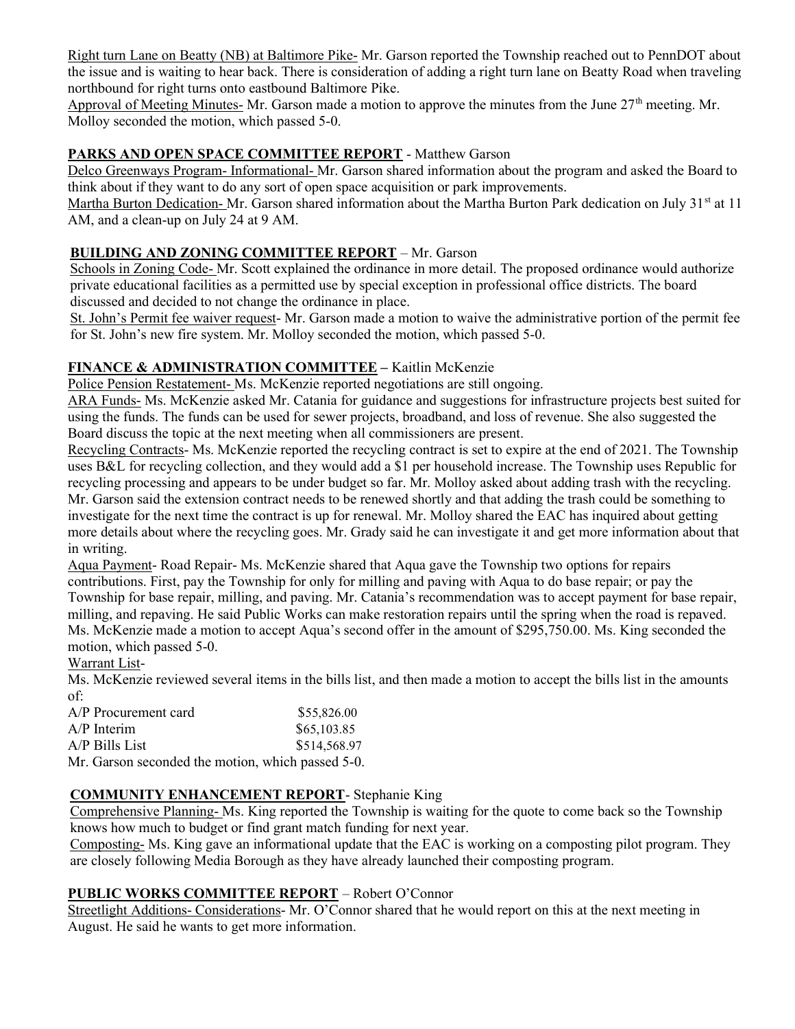Right turn Lane on Beatty (NB) at Baltimore Pike- Mr. Garson reported the Township reached out to PennDOT about the issue and is waiting to hear back. There is consideration of adding a right turn lane on Beatty Road when traveling northbound for right turns onto eastbound Baltimore Pike.

Approval of Meeting Minutes- Mr. Garson made a motion to approve the minutes from the June 27th meeting. Mr. Molloy seconded the motion, which passed 5-0.

**PARKS AND OPEN SPACE COMMITTEE REPORT** - Matthew Garson

Delco Greenways Program- Informational- Mr. Garson shared information about the program and asked the Board to think about if they want to do any sort of open space acquisition or park improvements.

Martha Burton Dedication- Mr. Garson shared information about the Martha Burton Park dedication on July 31st at 11 AM, and a clean-up on July 24 at 9 AM.

**BUILDING AND ZONING COMMITTEE REPORT** – Mr. Garson

Schools in Zoning Code- Mr. Scott explained the ordinance in more detail. The proposed ordinance would authorize private educational facilities as a permitted use by special exception in professional office districts. The board discussed and decided to not change the ordinance in place.

St. John's Permit fee waiver request- Mr. Garson made a motion to waive the administrative portion of the permit fee for St. John's new fire system. Mr. Molloy seconded the motion, which passed 5-0.

**FINANCE & ADMINISTRATION COMMITTEE** – Kaitlin McKenzie

Police Pension Restatement- Ms. McKenzie reported negotiations are still ongoing.

ARA Funds- Ms. McKenzie asked Mr. Catania for guidance and suggestions for infrastructure projects best suited for using the funds. The funds can be used for sewer projects, broadband, and loss of revenue. She also suggested the Board discuss the topic at the next meeting when all commissioners are present.

Recycling Contracts- Ms. McKenzie reported the recycling contract is set to expire at the end of 2021. The Township uses B&L for recycling collection, and they would add a $1 per household increase. The Township uses Republic for recycling processing and appears to be under budget so far. Mr. Molloy asked about adding trash with the recycling. Mr. Garson said the extension contract needs to be renewed shortly and that adding the trash could be something to investigate for the next time the contract is up for renewal. Mr. Molloy shared the EAC has inquired about getting more details about where the recycling goes. Mr. Grady said he can investigate it and get more information about that in writing.

Aqua Payment- Road Repair- Ms. McKenzie shared that Aqua gave the Township two options for repairs contributions. First, pay the Township for only for milling and paving with Aqua to do base repair; or pay the Township for base repair, milling, and paving. Mr. Catania's recommendation was to accept payment for base repair, milling, and repaving. He said Public Works can make restoration repairs until the spring when the road is repaved. Ms. McKenzie made a motion to accept Aqua's second offer in the amount of $295,750.00. Ms. King seconded the motion, which passed 5-0.

Warrant List-

Ms. McKenzie reviewed several items in the bills list, and then made a motion to accept the bills list in the amounts of:

| | |
|---|---|
| A/P Procurement card | $55,826.00 |
| A/P Interim | $65,103.85 |
| A/P Bills List | $514,568.97 |

Mr. Garson seconded the motion, which passed 5-0.

**COMMUNITY ENHANCEMENT REPORT**- Stephanie King

Comprehensive Planning- Ms. King reported the Township is waiting for the quote to come back so the Township knows how much to budget or find grant match funding for next year.

Composting- Ms. King gave an informational update that the EAC is working on a composting pilot program. They are closely following Media Borough as they have already launched their composting program.

**PUBLIC WORKS COMMITTEE REPORT** – Robert O'Connor

Streetlight Additions- Considerations- Mr. O'Connor shared that he would report on this at the next meeting in August. He said he wants to get more information.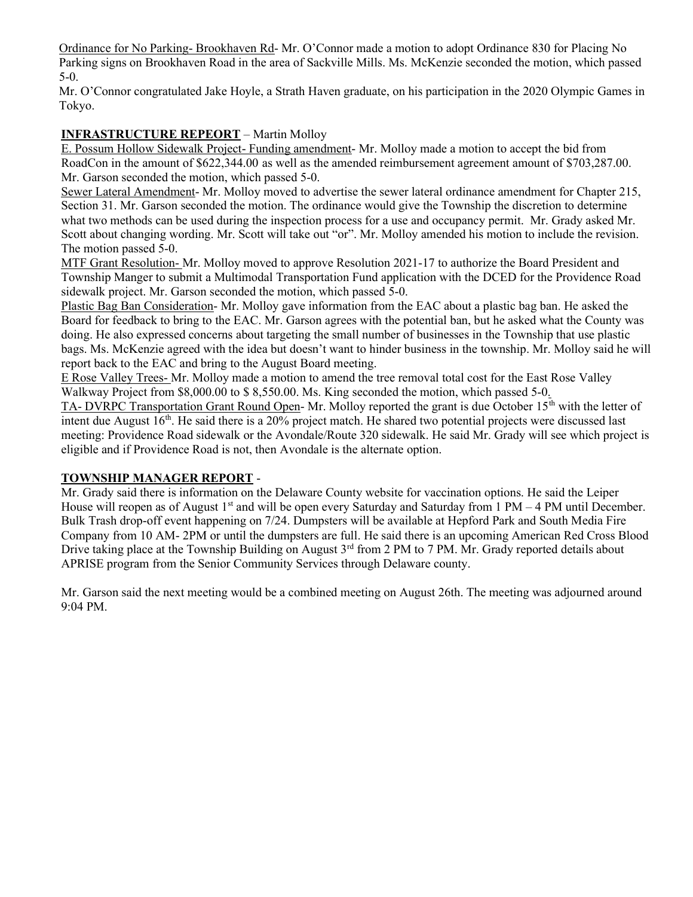Ordinance for No Parking- Brookhaven Rd- Mr. O'Connor made a motion to adopt Ordinance 830 for Placing No Parking signs on Brookhaven Road in the area of Sackville Mills. Ms. McKenzie seconded the motion, which passed 5-0.

Mr. O'Connor congratulated Jake Hoyle, a Strath Haven graduate, on his participation in the 2020 Olympic Games in Tokyo.

## INFRASTRUCTURE REPEORT – Martin Molloy

E. Possum Hollow Sidewalk Project- Funding amendment- Mr. Molloy made a motion to accept the bid from RoadCon in the amount of $622,344.00 as well as the amended reimbursement agreement amount of $703,287.00. Mr. Garson seconded the motion, which passed 5-0.

Sewer Lateral Amendment- Mr. Molloy moved to advertise the sewer lateral ordinance amendment for Chapter 215, Section 31. Mr. Garson seconded the motion. The ordinance would give the Township the discretion to determine what two methods can be used during the inspection process for a use and occupancy permit. Mr. Grady asked Mr. Scott about changing wording. Mr. Scott will take out "or". Mr. Molloy amended his motion to include the revision. The motion passed 5-0.

MTF Grant Resolution- Mr. Molloy moved to approve Resolution 2021-17 to authorize the Board President and Township Manger to submit a Multimodal Transportation Fund application with the DCED for the Providence Road sidewalk project. Mr. Garson seconded the motion, which passed 5-0.

Plastic Bag Ban Consideration- Mr. Molloy gave information from the EAC about a plastic bag ban. He asked the Board for feedback to bring to the EAC. Mr. Garson agrees with the potential ban, but he asked what the County was doing. He also expressed concerns about targeting the small number of businesses in the Township that use plastic bags. Ms. McKenzie agreed with the idea but doesn't want to hinder business in the township. Mr. Molloy said he will report back to the EAC and bring to the August Board meeting.

E Rose Valley Trees- Mr. Molloy made a motion to amend the tree removal total cost for the East Rose Valley Walkway Project from $8,000.00 to $ 8,550.00. Ms. King seconded the motion, which passed 5-0.

TA- DVRPC Transportation Grant Round Open- Mr. Molloy reported the grant is due October 15th with the letter of intent due August 16th. He said there is a 20% project match. He shared two potential projects were discussed last meeting: Providence Road sidewalk or the Avondale/Route 320 sidewalk. He said Mr. Grady will see which project is eligible and if Providence Road is not, then Avondale is the alternate option.

## TOWNSHIP MANAGER REPORT -

Mr. Grady said there is information on the Delaware County website for vaccination options. He said the Leiper House will reopen as of August 1st and will be open every Saturday and Saturday from 1 PM – 4 PM until December. Bulk Trash drop-off event happening on 7/24. Dumpsters will be available at Hepford Park and South Media Fire Company from 10 AM- 2PM or until the dumpsters are full. He said there is an upcoming American Red Cross Blood Drive taking place at the Township Building on August 3rd from 2 PM to 7 PM. Mr. Grady reported details about APRISE program from the Senior Community Services through Delaware county.

Mr. Garson said the next meeting would be a combined meeting on August 26th. The meeting was adjourned around 9:04 PM.